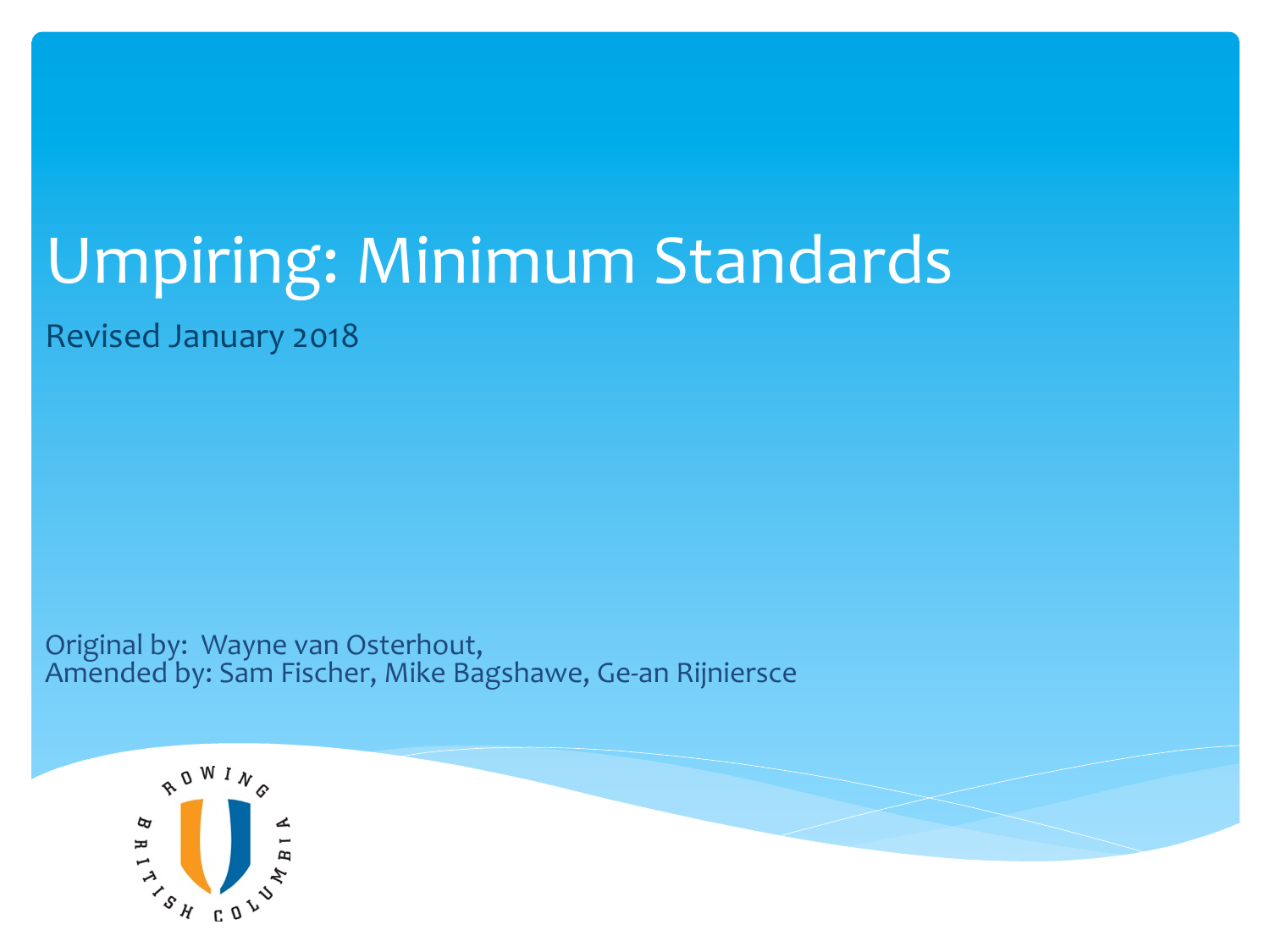# Umpiring: Minimum Standards

Revised January 2018

Original by: Wayne van Osterhout,
Amended by: Sam Fischer, Mike Bagshawe, Ge-an Rijniersce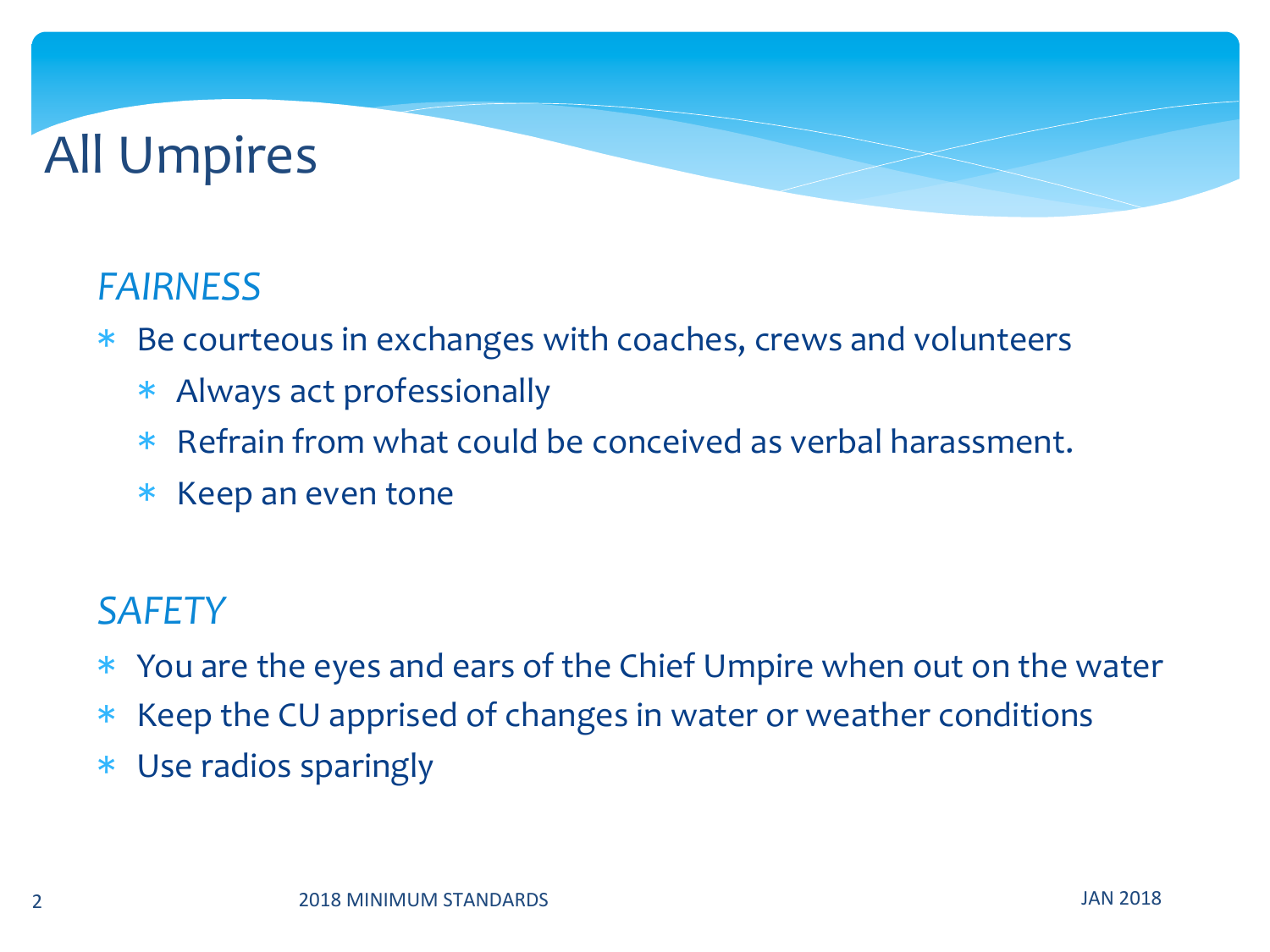# All Umpires

## *FAIRNESS*

- Be courteous in exchanges with coaches, crews and volunteers
  - Always act professionally
  - Refrain from what could be conceived as verbal harassment.
  - Keep an even tone

## *SAFETY*

- You are the eyes and ears of the Chief Umpire when out on the water
- Keep the CU apprised of changes in water or weather conditions
- Use radios sparingly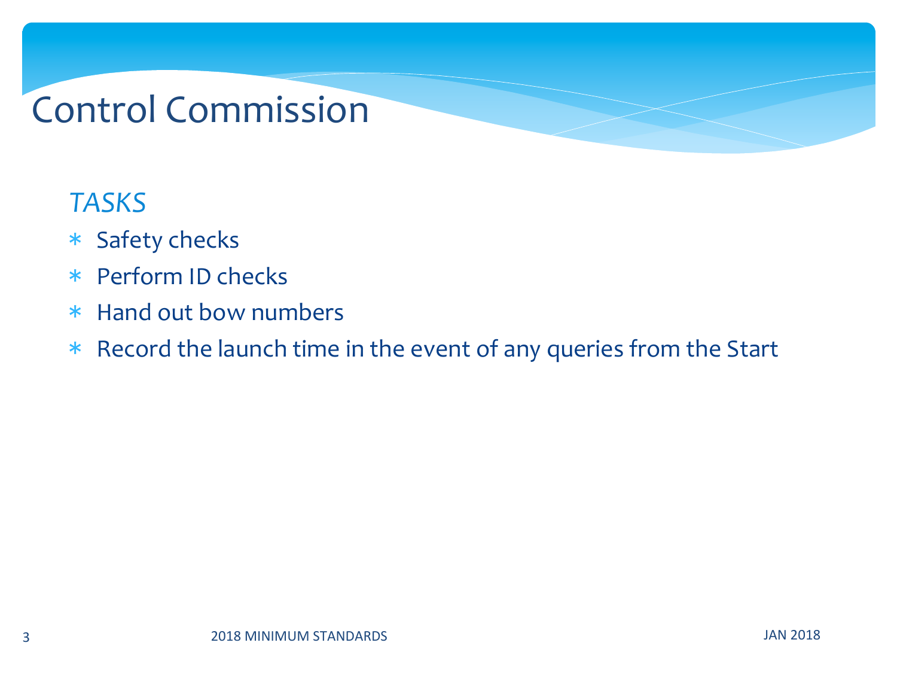# Control Commission

*TASKS*

* Safety checks
* Perform ID checks
* Hand out bow numbers
* Record the launch time in the event of any queries from the Start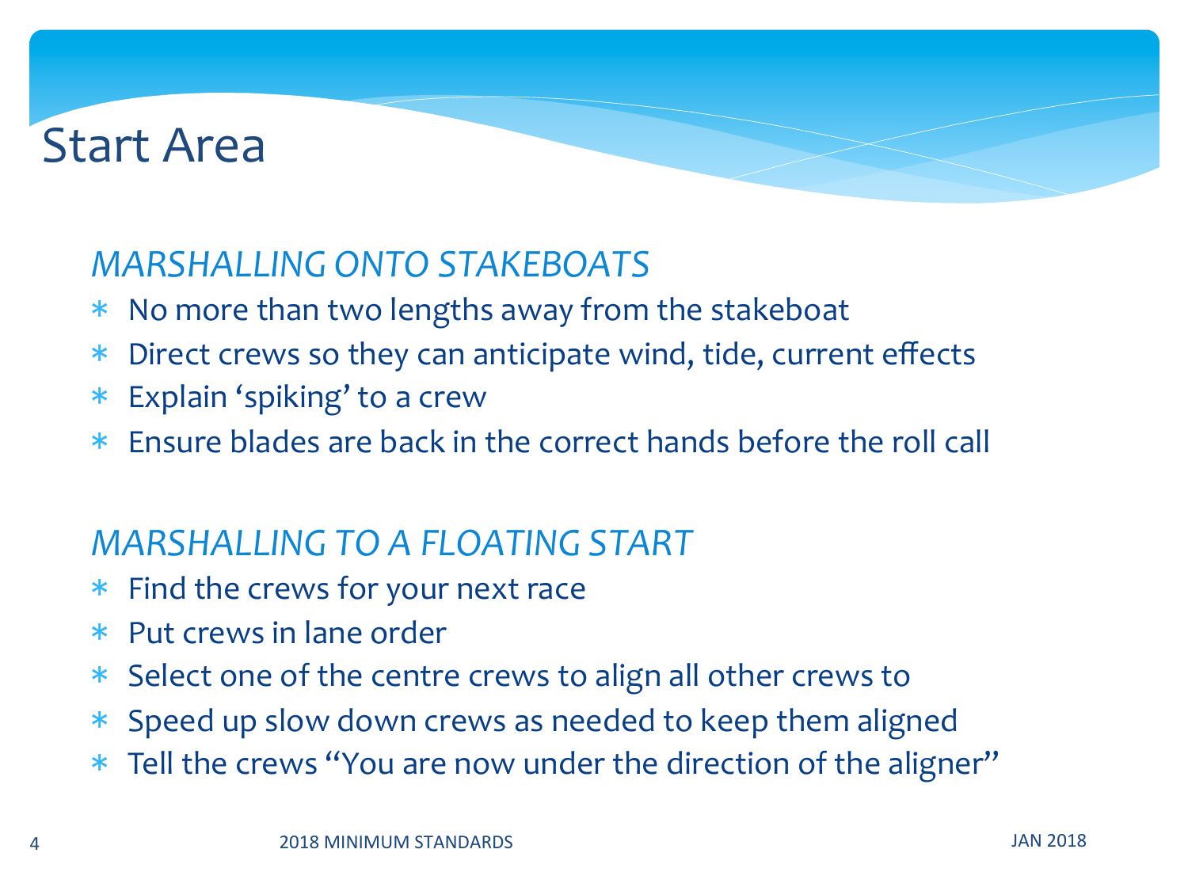# Start Area

*MARSHALLING ONTO STAKEBOATS*

- No more than two lengths away from the stakeboat
- Direct crews so they can anticipate wind, tide, current effects
- Explain 'spiking' to a crew
- Ensure blades are back in the correct hands before the roll call

*MARSHALLING TO A FLOATING START*

- Find the crews for your next race
- Put crews in lane order
- Select one of the centre crews to align all other crews to
- Speed up slow down crews as needed to keep them aligned
- Tell the crews "You are now under the direction of the aligner"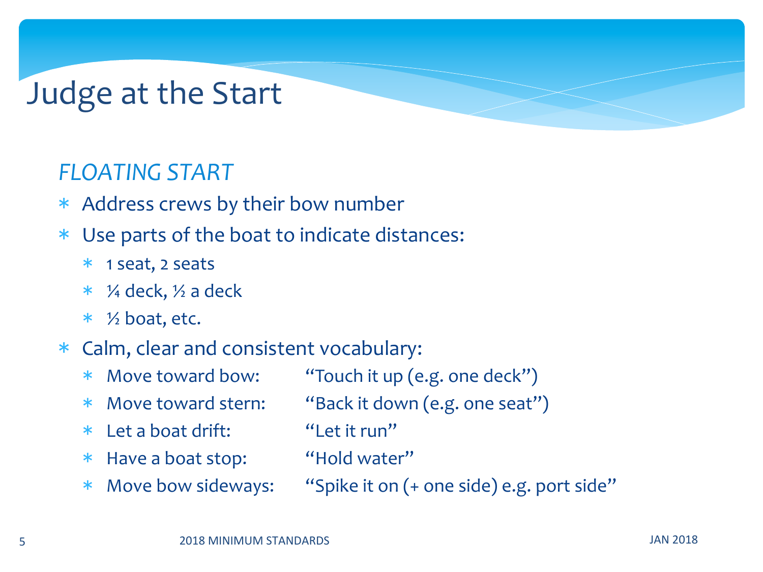# Judge at the Start

*FLOATING START*

- Address crews by their bow number
- Use parts of the boat to indicate distances:
  - 1 seat, 2 seats
  - ¼ deck, ½ a deck
  - ½ boat, etc.
- Calm, clear and consistent vocabulary:
  - Move toward bow: "Touch it up (e.g. one deck")
  - Move toward stern: "Back it down (e.g. one seat")
  - Let a boat drift: "Let it run"
  - Have a boat stop: "Hold water"
  - Move bow sideways: "Spike it on (+ one side) e.g. port side"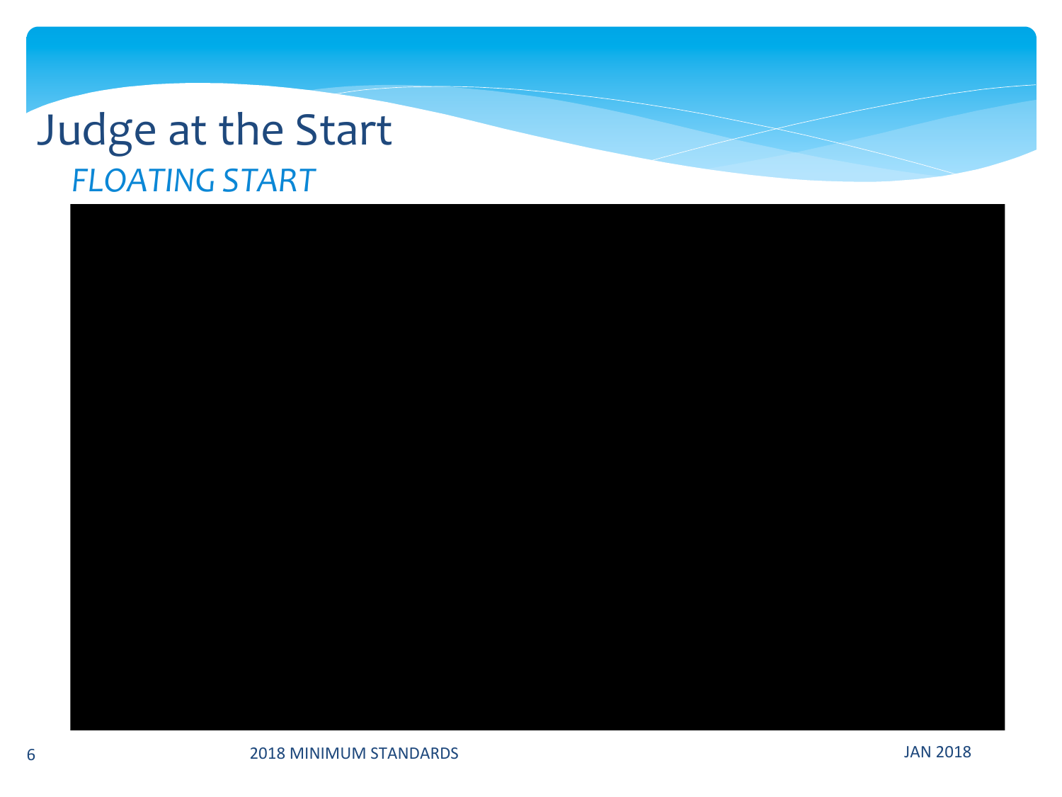# Judge at the Start

*FLOATING START*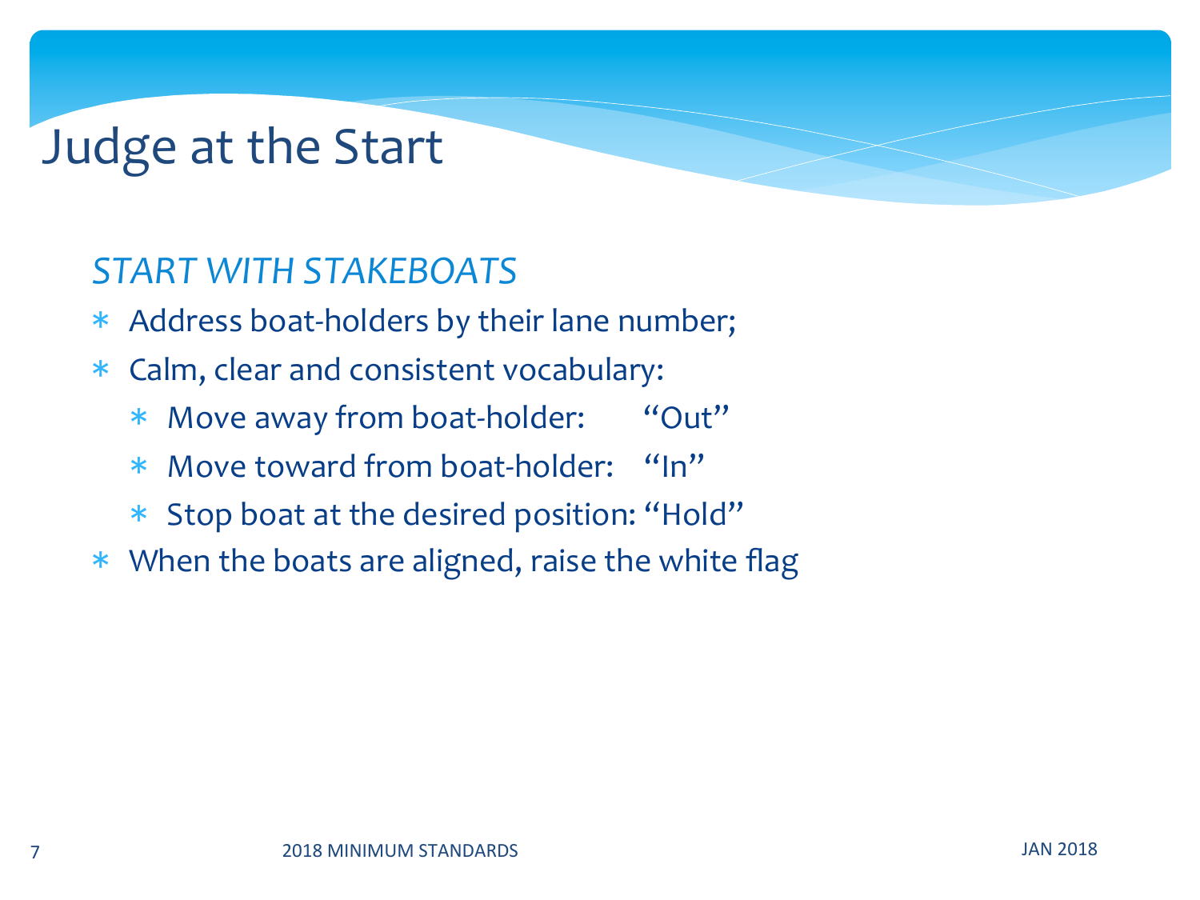# Judge at the Start

## *START WITH STAKEBOATS*

- Address boat-holders by their lane number;
- Calm, clear and consistent vocabulary:
  - Move away from boat-holder: "Out"
  - Move toward from boat-holder: "In"
  - Stop boat at the desired position: "Hold"
- When the boats are aligned, raise the white flag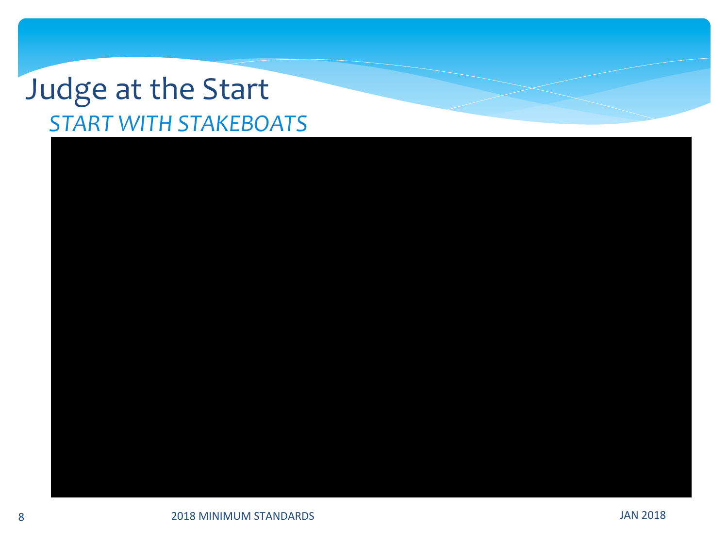# Judge at the Start

## *START WITH STAKEBOATS*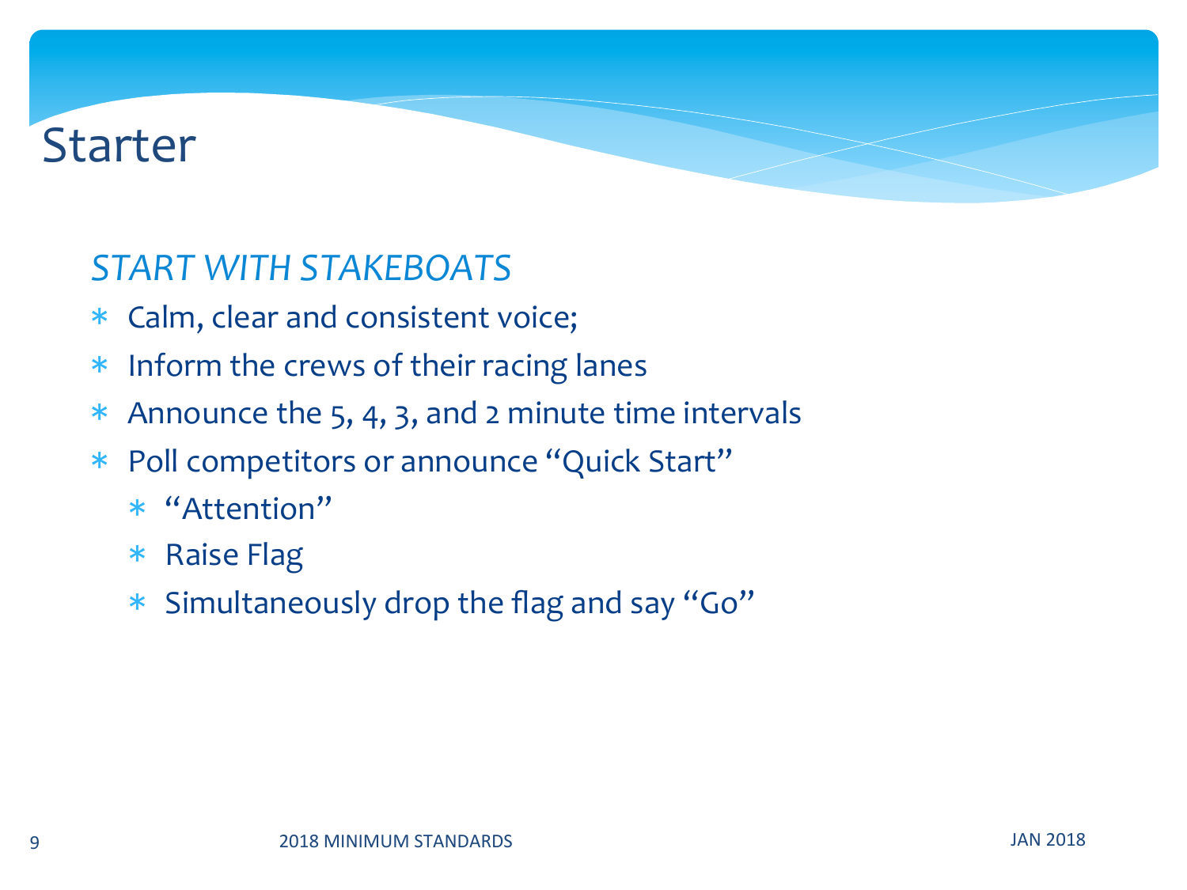# Starter

*START WITH STAKEBOATS*

- Calm, clear and consistent voice;
- Inform the crews of their racing lanes
- Announce the 5, 4, 3, and 2 minute time intervals
- Poll competitors or announce "Quick Start"
  - "Attention"
  - Raise Flag
  - Simultaneously drop the flag and say "Go"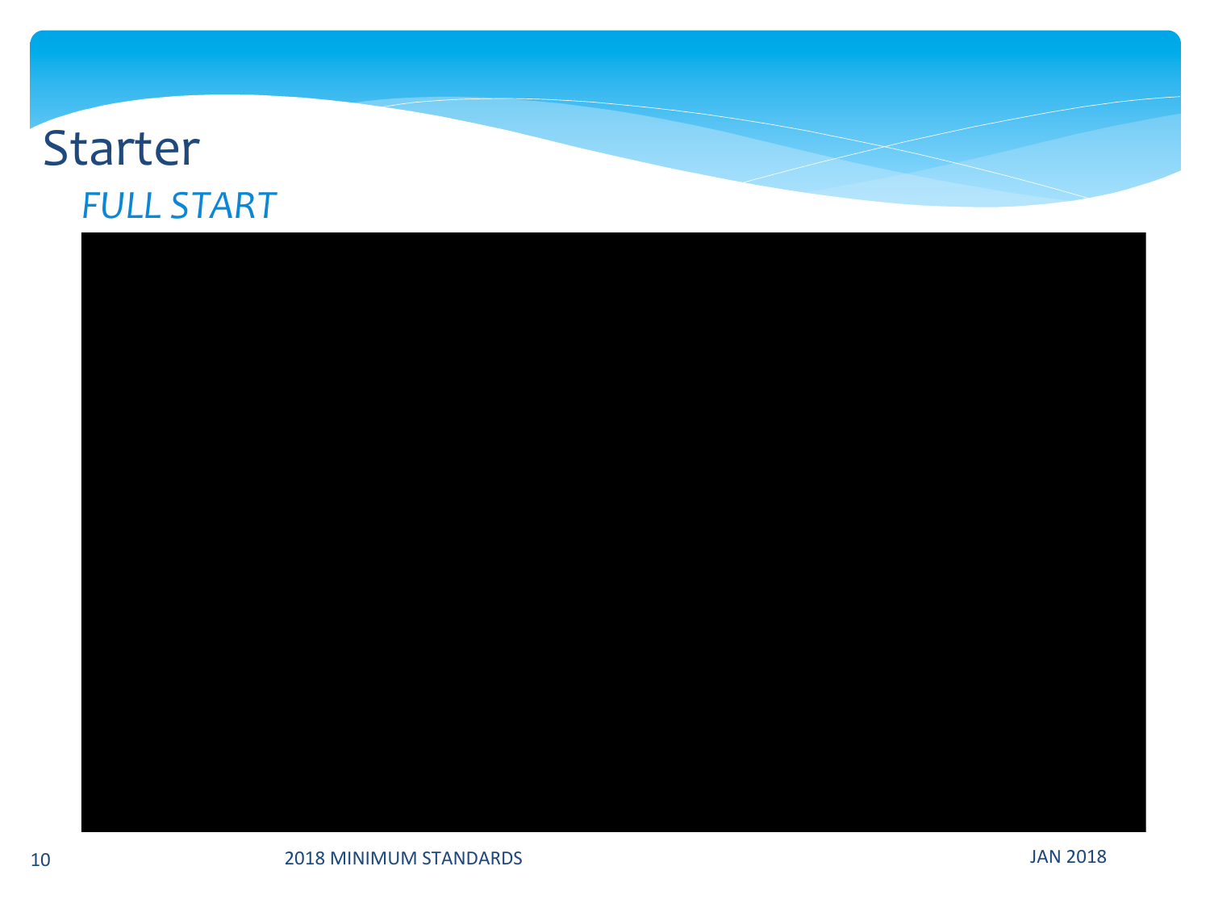# Starter

## *FULL START*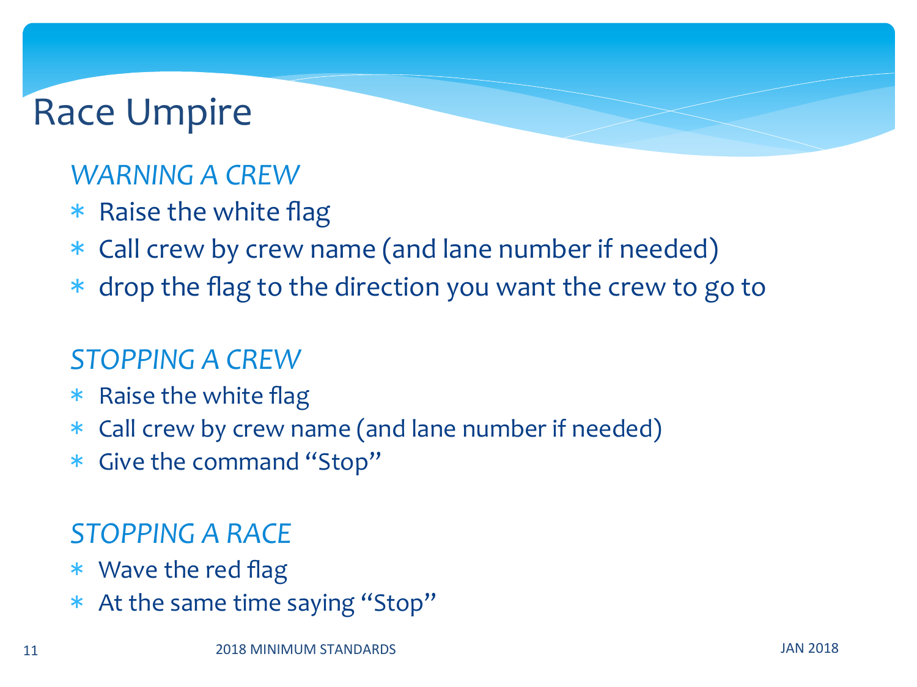# Race Umpire

### *WARNING A CREW*

- Raise the white flag
- Call crew by crew name (and lane number if needed)
- drop the flag to the direction you want the crew to go to

### *STOPPING A CREW*

- Raise the white flag
- Call crew by crew name (and lane number if needed)
- Give the command "Stop"

### *STOPPING A RACE*

- Wave the red flag
- At the same time saying "Stop"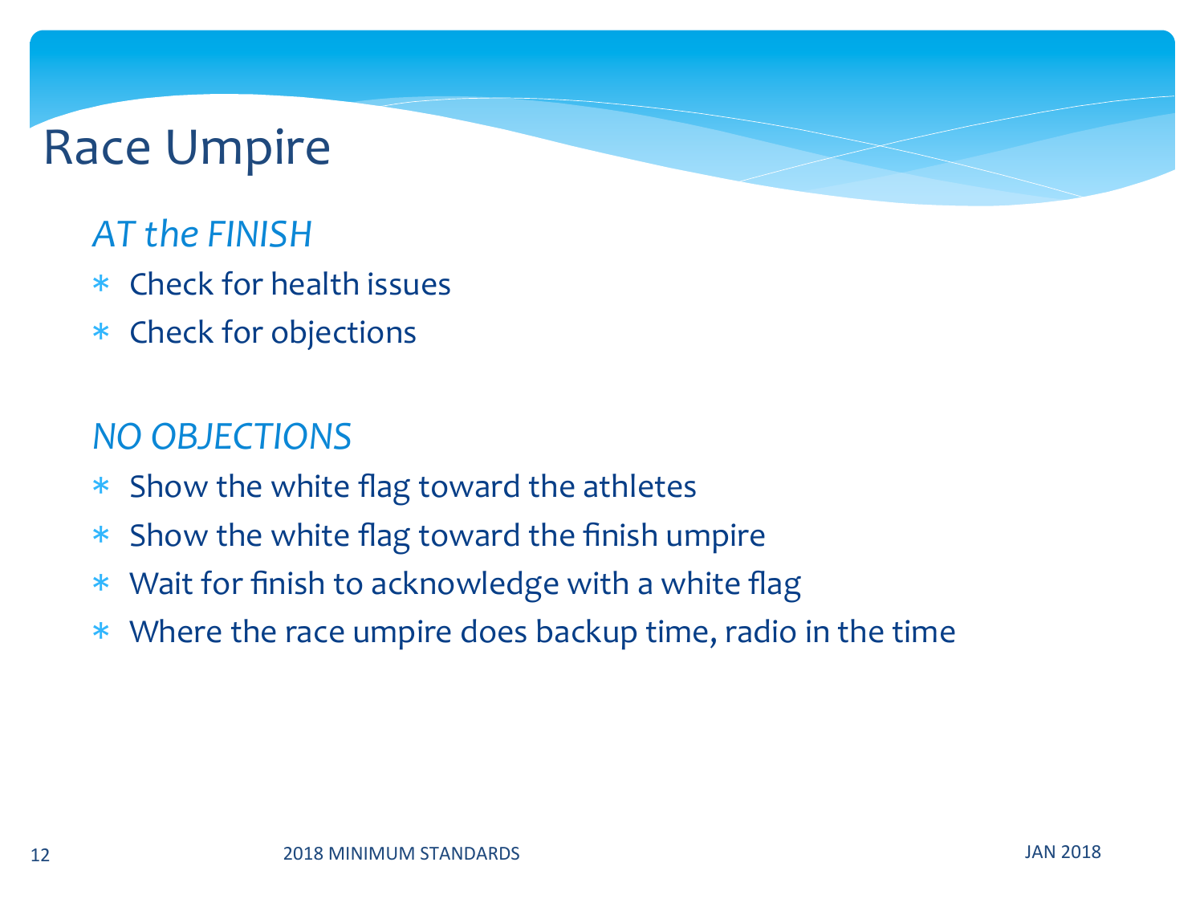# Race Umpire

*AT the FINISH*

* Check for health issues
* Check for objections

*NO OBJECTIONS*

* Show the white flag toward the athletes
* Show the white flag toward the finish umpire
* Wait for finish to acknowledge with a white flag
* Where the race umpire does backup time, radio in the time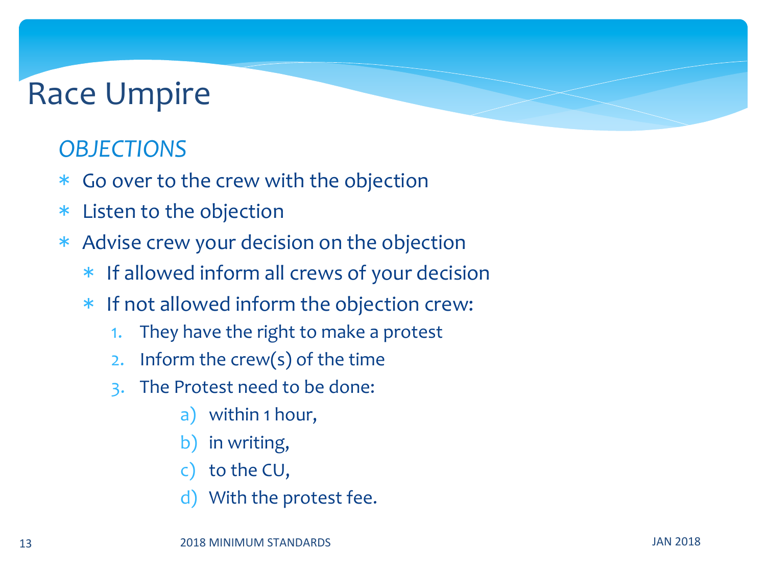# Race Umpire

## *OBJECTIONS*

* Go over to the crew with the objection
* Listen to the objection
* Advise crew your decision on the objection
  * If allowed inform all crews of your decision
  * If not allowed inform the objection crew:
    1. They have the right to make a protest
    2. Inform the crew(s) of the time
    3. The Protest need to be done:
       a) within 1 hour,
       b) in writing,
       c) to the CU,
       d) With the protest fee.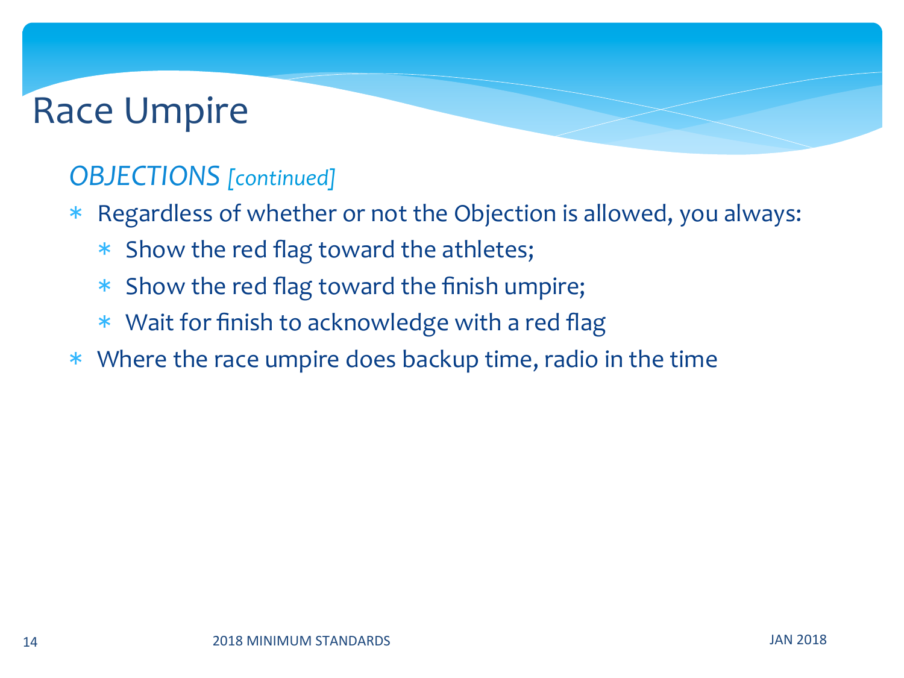# Race Umpire

## *OBJECTIONS [continued]*

* Regardless of whether or not the Objection is allowed, you always:
  * Show the red flag toward the athletes;
  * Show the red flag toward the finish umpire;
  * Wait for finish to acknowledge with a red flag
* Where the race umpire does backup time, radio in the time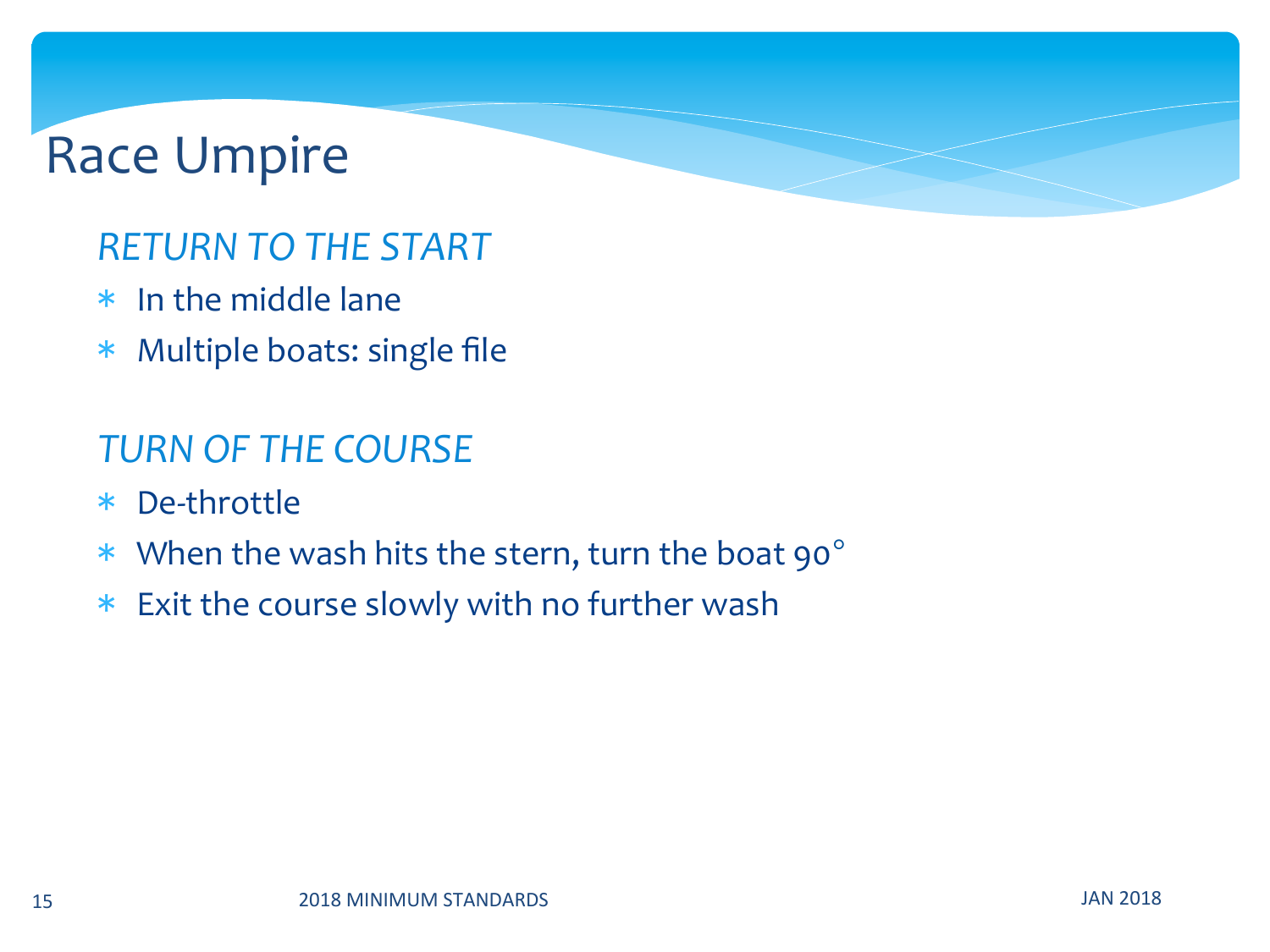# Race Umpire

### *RETURN TO THE START*

* In the middle lane
* Multiple boats: single file

### *TURN OF THE COURSE*

* De-throttle
* When the wash hits the stern, turn the boat 90°
* Exit the course slowly with no further wash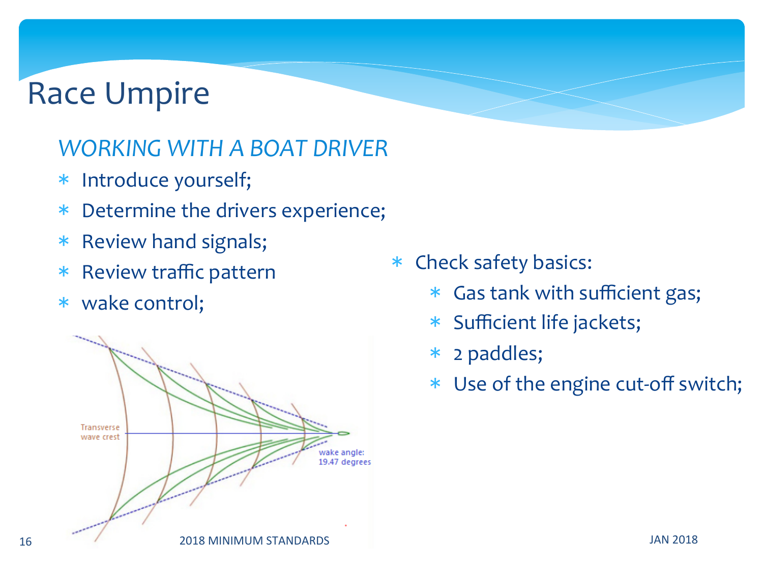# Race Umpire

*WORKING WITH A BOAT DRIVER*

- Introduce yourself;
- Determine the drivers experience;
- Review hand signals;
- Review traffic pattern
- wake control;

Transverse wave crest

wake angle: 19.47 degrees

- Check safety basics:
  - Gas tank with sufficient gas;
  - Sufficient life jackets;
  - 2 paddles;
  - Use of the engine cut-off switch;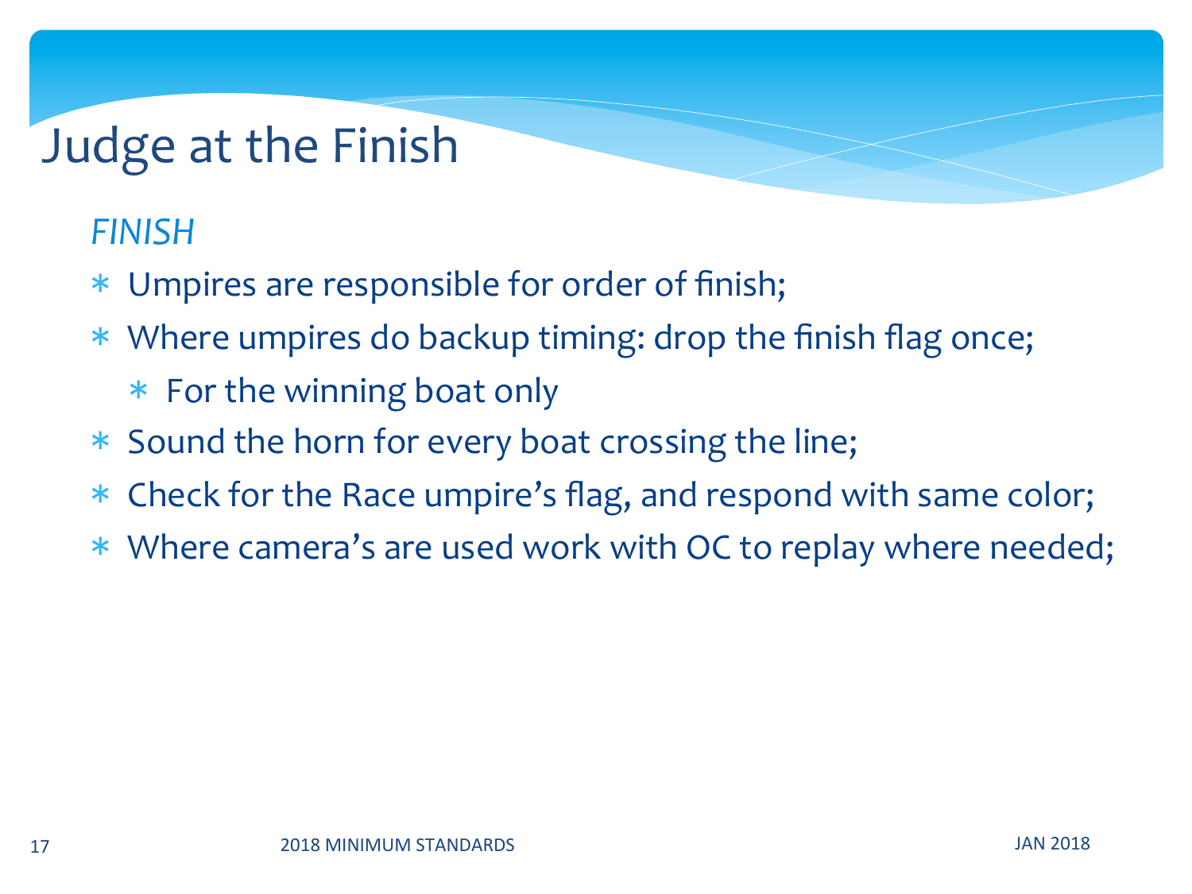# Judge at the Finish

*FINISH*

- Umpires are responsible for order of finish;
- Where umpires do backup timing: drop the finish flag once;
  - For the winning boat only
- Sound the horn for every boat crossing the line;
- Check for the Race umpire's flag, and respond with same color;
- Where camera's are used work with OC to replay where needed;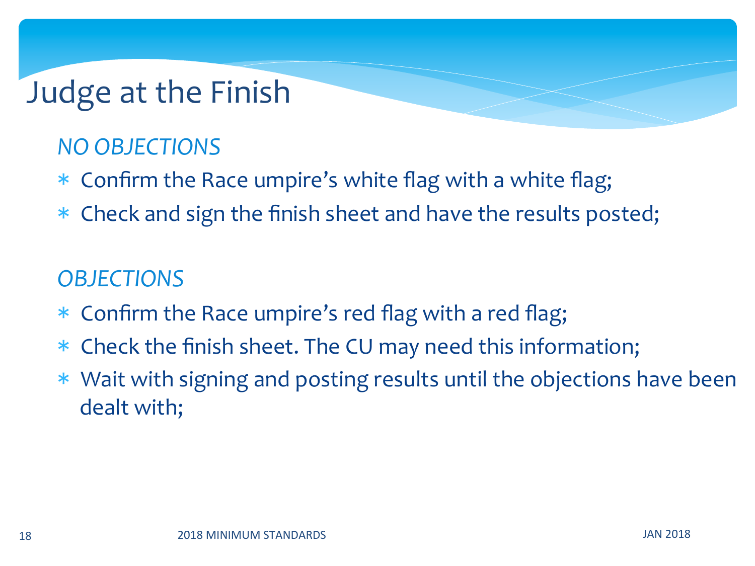# Judge at the Finish

*NO OBJECTIONS*

- Confirm the Race umpire's white flag with a white flag;
- Check and sign the finish sheet and have the results posted;

*OBJECTIONS*

- Confirm the Race umpire's red flag with a red flag;
- Check the finish sheet. The CU may need this information;
- Wait with signing and posting results until the objections have been dealt with;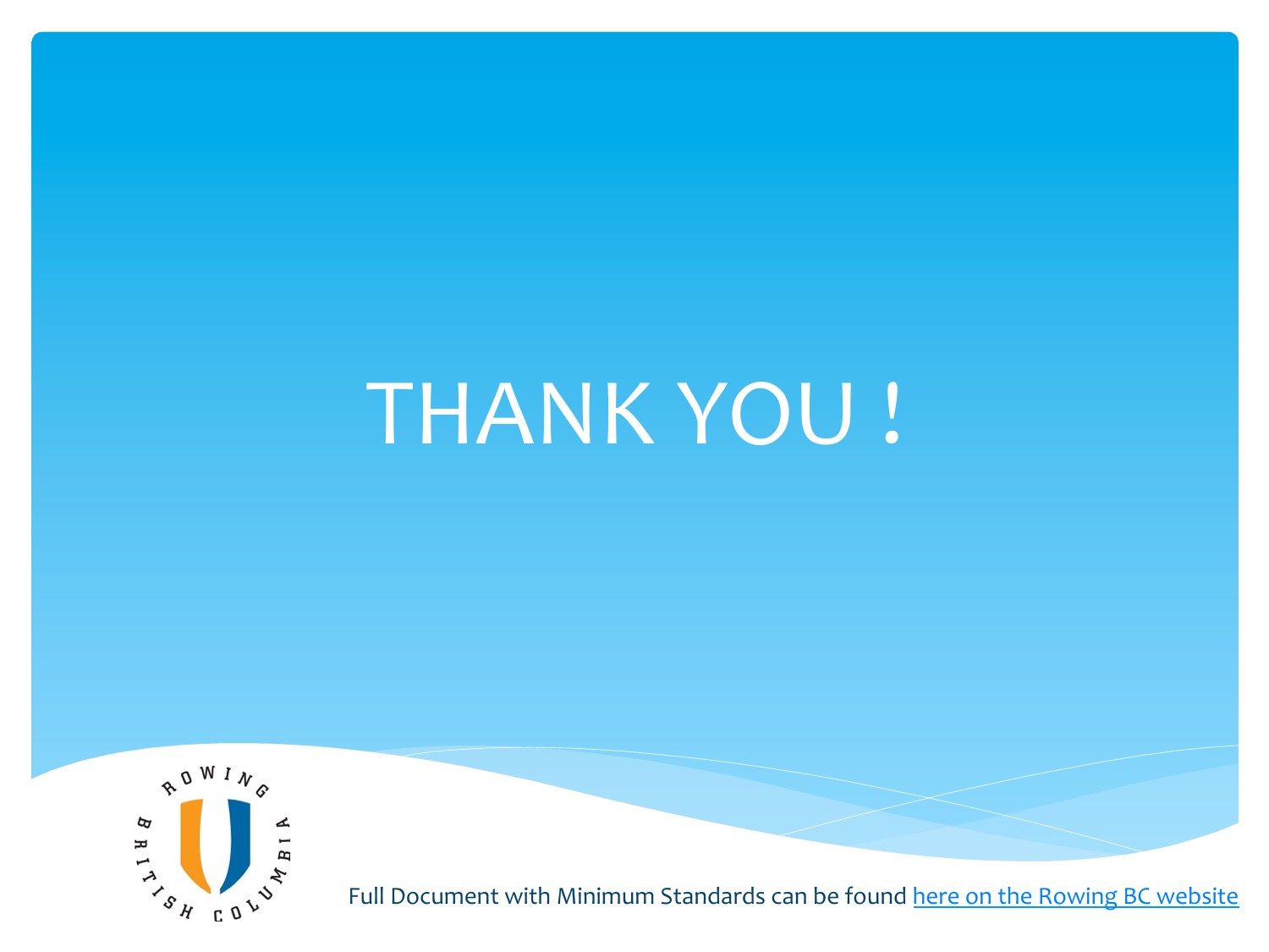# THANK YOU !

Full Document with Minimum Standards can be found here on the Rowing BC website